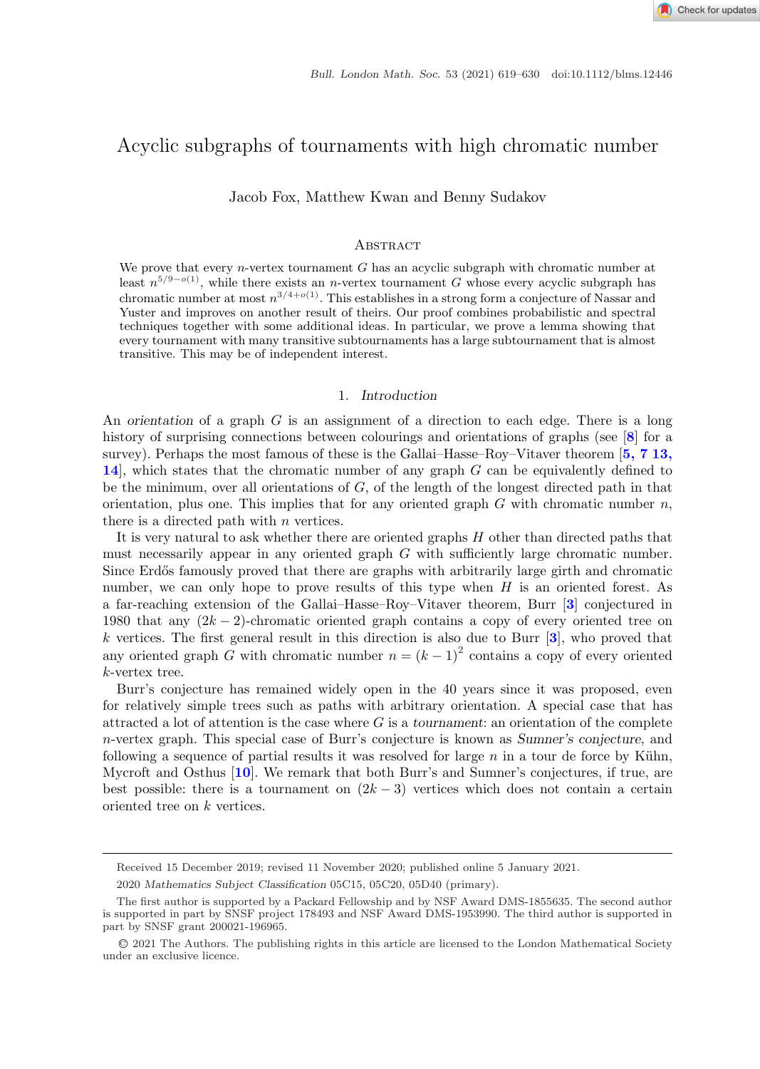# Acyclic subgraphs of tournaments with high chromatic number

Jacob Fox, Matthew Kwan and Benny Sudakov

## Abstract

We prove that every $n$-vertex tournament $G$ has an acyclic subgraph with chromatic number at least $n^{5/9-o(1)}$, while there exists an $n$-vertex tournament $G$ whose every acyclic subgraph has chromatic number at most $n^{3/4+o(1)}$. This establishes in a strong form a conjecture of Nassar and Yuster and improves on another result of theirs. Our proof combines probabilistic and spectral techniques together with some additional ideas. In particular, we prove a lemma showing that every tournament with many transitive subtournaments has a large subtournament that is almost transitive. This may be of independent interest.

## 1. *Introduction*

An *orientation* of a graph $G$ is an assignment of a direction to each edge. There is a long history of surprising connections between colourings and orientations of graphs (see [8] for a survey). Perhaps the most famous of these is the Gallai–Hasse–Roy–Vitaver theorem [5, 7 13, 14], which states that the chromatic number of any graph $G$ can be equivalently defined to be the minimum, over all orientations of $G$, of the length of the longest directed path in that orientation, plus one. This implies that for any oriented graph $G$ with chromatic number $n$, there is a directed path with $n$ vertices.

It is very natural to ask whether there are oriented graphs $H$ other than directed paths that must necessarily appear in any oriented graph $G$ with sufficiently large chromatic number. Since Erdős famously proved that there are graphs with arbitrarily large girth and chromatic number, we can only hope to prove results of this type when $H$ is an oriented forest. As a far-reaching extension of the Gallai–Hasse–Roy–Vitaver theorem, Burr [3] conjectured in 1980 that any $(2k-2)$-chromatic oriented graph contains a copy of every oriented tree on $k$ vertices. The first general result in this direction is also due to Burr [3], who proved that any oriented graph $G$ with chromatic number $n = (k-1)^2$ contains a copy of every oriented $k$-vertex tree.

Burr's conjecture has remained widely open in the 40 years since it was proposed, even for relatively simple trees such as paths with arbitrary orientation. A special case that has attracted a lot of attention is the case where $G$ is a *tournament*: an orientation of the complete $n$-vertex graph. This special case of Burr's conjecture is known as *Sumner's conjecture*, and following a sequence of partial results it was resolved for large $n$ in a tour de force by Kühn, Mycroft and Osthus [10]. We remark that both Burr's and Sumner's conjectures, if true, are best possible: there is a tournament on $(2k-3)$ vertices which does not contain a certain oriented tree on $k$ vertices.

---

Received 15 December 2019; revised 11 November 2020; published online 5 January 2021.

2020 *Mathematics Subject Classification* 05C15, 05C20, 05D40 (primary).

The first author is supported by a Packard Fellowship and by NSF Award DMS-1855635. The second author is supported in part by SNSF project 178493 and NSF Award DMS-1953990. The third author is supported in part by SNSF grant 200021-196965.

© 2021 The Authors. The publishing rights in this article are licensed to the London Mathematical Society under an exclusive licence.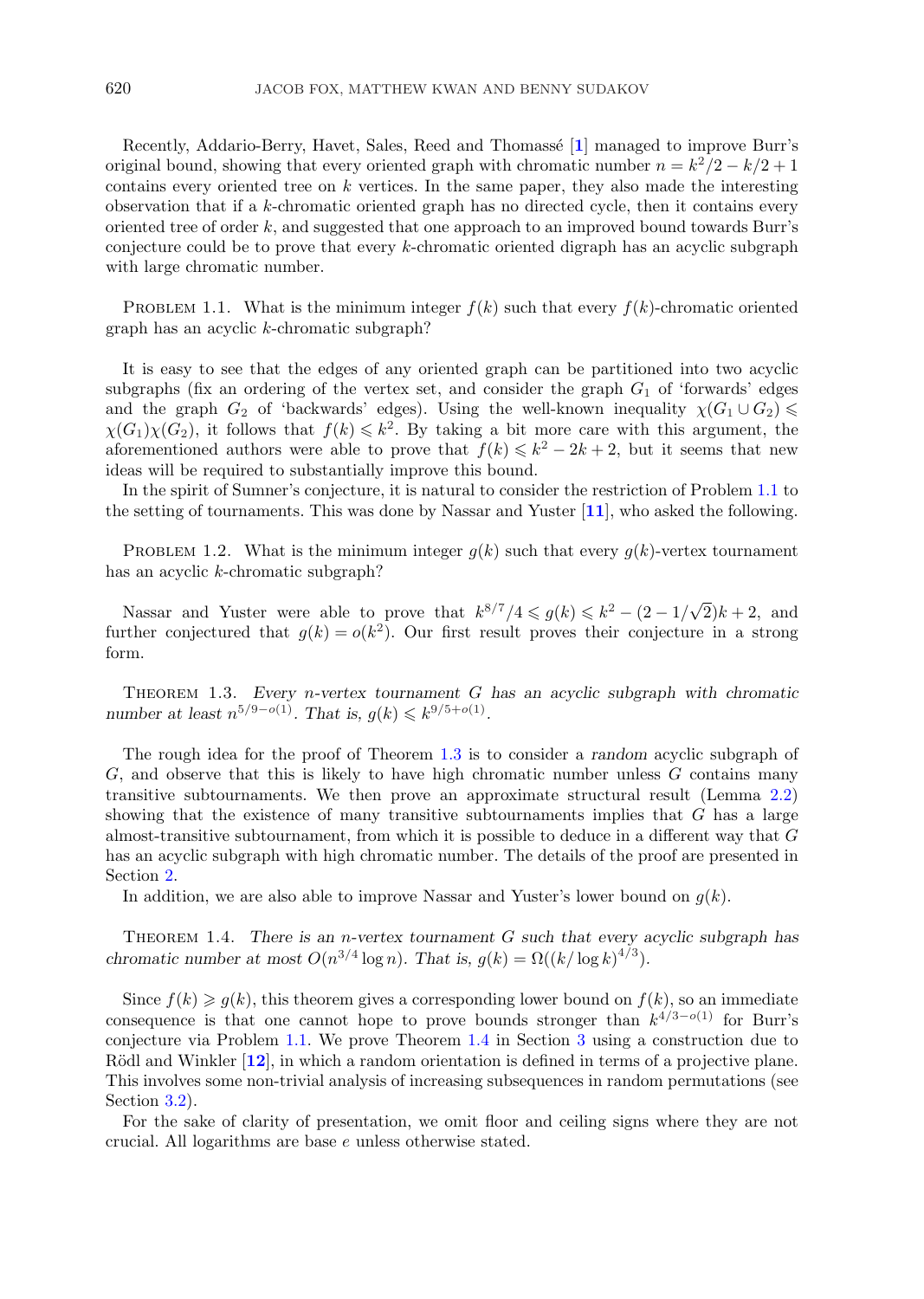Recently, Addario-Berry, Havet, Sales, Reed and Thomassé [1] managed to improve Burr's original bound, showing that every oriented graph with chromatic number $n = k^2/2 - k/2 + 1$ contains every oriented tree on $k$ vertices. In the same paper, they also made the interesting observation that if a $k$-chromatic oriented graph has no directed cycle, then it contains every oriented tree of order $k$, and suggested that one approach to an improved bound towards Burr's conjecture could be to prove that every $k$-chromatic oriented digraph has an acyclic subgraph with large chromatic number.

Problem 1.1. *What is the minimum integer $f(k)$ such that every $f(k)$-chromatic oriented graph has an acyclic $k$-chromatic subgraph?*

It is easy to see that the edges of any oriented graph can be partitioned into two acyclic subgraphs (fix an ordering of the vertex set, and consider the graph $G_1$ of 'forwards' edges and the graph $G_2$ of 'backwards' edges). Using the well-known inequality $\chi(G_1 \cup G_2) \leqslant \chi(G_1)\chi(G_2)$, it follows that $f(k) \leqslant k^2$. By taking a bit more care with this argument, the aforementioned authors were able to prove that $f(k) \leqslant k^2 - 2k + 2$, but it seems that new ideas will be required to substantially improve this bound.

In the spirit of Sumner's conjecture, it is natural to consider the restriction of Problem 1.1 to the setting of tournaments. This was done by Nassar and Yuster [11], who asked the following.

Problem 1.2. *What is the minimum integer $g(k)$ such that every $g(k)$-vertex tournament has an acyclic $k$-chromatic subgraph?*

Nassar and Yuster were able to prove that $k^{8/7}/4 \leqslant g(k) \leqslant k^2 - (2 - 1/\sqrt{2})k + 2$, and further conjectured that $g(k) = o(k^2)$. Our first result proves their conjecture in a strong form.

Theorem 1.3. *Every $n$-vertex tournament $G$ has an acyclic subgraph with chromatic number at least $n^{5/9-o(1)}$. That is, $g(k) \leqslant k^{9/5+o(1)}$.*

The rough idea for the proof of Theorem 1.3 is to consider a *random* acyclic subgraph of $G$, and observe that this is likely to have high chromatic number unless $G$ contains many transitive subtournaments. We then prove an approximate structural result (Lemma 2.2) showing that the existence of many transitive subtournaments implies that $G$ has a large almost-transitive subtournament, from which it is possible to deduce in a different way that $G$ has an acyclic subgraph with high chromatic number. The details of the proof are presented in Section 2.

In addition, we are also able to improve Nassar and Yuster's lower bound on $g(k)$.

Theorem 1.4. *There is an $n$-vertex tournament $G$ such that every acyclic subgraph has chromatic number at most $O(n^{3/4} \log n)$. That is, $g(k) = \Omega((k/\log k)^{4/3})$.*

Since $f(k) \geqslant g(k)$, this theorem gives a corresponding lower bound on $f(k)$, so an immediate consequence is that one cannot hope to prove bounds stronger than $k^{4/3-o(1)}$ for Burr's conjecture via Problem 1.1. We prove Theorem 1.4 in Section 3 using a construction due to Rödl and Winkler [12], in which a random orientation is defined in terms of a projective plane. This involves some non-trivial analysis of increasing subsequences in random permutations (see Section 3.2).

For the sake of clarity of presentation, we omit floor and ceiling signs where they are not crucial. All logarithms are base $e$ unless otherwise stated.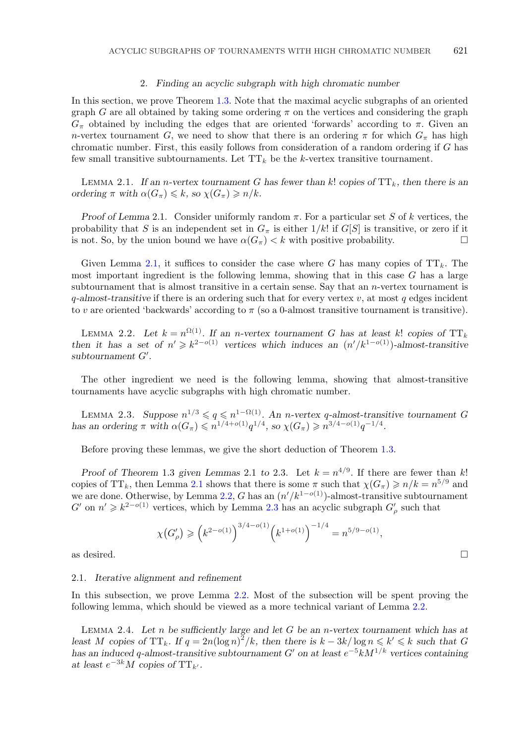## 2. *Finding an acyclic subgraph with high chromatic number*

In this section, we prove Theorem 1.3. Note that the maximal acyclic subgraphs of an oriented graph $G$ are all obtained by taking some ordering $\pi$ on the vertices and considering the graph $G_\pi$ obtained by including the edges that are oriented 'forwards' according to $\pi$. Given an $n$-vertex tournament $G$, we need to show that there is an ordering $\pi$ for which $G_\pi$ has high chromatic number. First, this easily follows from consideration of a random ordering if $G$ has few small transitive subtournaments. Let $\mathrm{TT}_k$ be the $k$-vertex transitive tournament.

Lemma 2.1. *If an $n$-vertex tournament $G$ has fewer than $k!$ copies of $\mathrm{TT}_k$, then there is an ordering $\pi$ with $\alpha(G_\pi) \leqslant k$, so $\chi(G_\pi) \geqslant n/k$.*

*Proof of Lemma* 2.1. Consider uniformly random $\pi$. For a particular set $S$ of $k$ vertices, the probability that $S$ is an independent set in $G_\pi$ is either $1/k!$ if $G[S]$ is transitive, or zero if it is not. So, by the union bound we have $\alpha(G_\pi) < k$ with positive probability. □

Given Lemma 2.1, it suffices to consider the case where $G$ has many copies of $\mathrm{TT}_k$. The most important ingredient is the following lemma, showing that in this case $G$ has a large subtournament that is almost transitive in a certain sense. Say that an $n$-vertex tournament is *$q$-almost-transitive* if there is an ordering such that for every vertex $v$, at most $q$ edges incident to $v$ are oriented 'backwards' according to $\pi$ (so a 0-almost transitive tournament is transitive).

Lemma 2.2. *Let $k = n^{\Omega(1)}$. If an $n$-vertex tournament $G$ has at least $k!$ copies of $\mathrm{TT}_k$ then it has a set of $n' \geqslant k^{2-o(1)}$ vertices which induces an $(n'/k^{1-o(1)})$-almost-transitive subtournament $G'$.*

The other ingredient we need is the following lemma, showing that almost-transitive tournaments have acyclic subgraphs with high chromatic number.

Lemma 2.3. *Suppose $n^{1/3} \leqslant q \leqslant n^{1-\Omega(1)}$. An $n$-vertex $q$-almost-transitive tournament $G$ has an ordering $\pi$ with $\alpha(G_\pi) \leqslant n^{1/4+o(1)}q^{1/4}$, so $\chi(G_\pi) \geqslant n^{3/4-o(1)}q^{-1/4}$.*

Before proving these lemmas, we give the short deduction of Theorem 1.3.

*Proof of Theorem* 1.3 *given Lemmas* 2.1 *to* 2.3. Let $k = n^{4/9}$. If there are fewer than $k!$ copies of $\mathrm{TT}_k$, then Lemma 2.1 shows that there is some $\pi$ such that $\chi(G_\pi) \geqslant n/k = n^{5/9}$ and we are done. Otherwise, by Lemma 2.2, $G$ has an $(n'/k^{1-o(1)})$-almost-transitive subtournament $G'$ on $n' \geqslant k^{2-o(1)}$ vertices, which by Lemma 2.3 has an acyclic subgraph $G'_\rho$ such that

$$\chi(G'_\rho) \geqslant \left(k^{2-o(1)}\right)^{3/4-o(1)}\left(k^{1+o(1)}\right)^{-1/4} = n^{5/9-o(1)},$$

as desired. □

### 2.1. *Iterative alignment and refinement*

In this subsection, we prove Lemma 2.2. Most of the subsection will be spent proving the following lemma, which should be viewed as a more technical variant of Lemma 2.2.

Lemma 2.4. *Let $n$ be sufficiently large and let $G$ be an $n$-vertex tournament which has at least $M$ copies of $\mathrm{TT}_k$. If $q = 2n(\log n)^2/k$, then there is $k - 3k/\log n \leqslant k' \leqslant k$ such that $G$ has an induced $q$-almost-transitive subtournament $G'$ on at least $e^{-5}kM^{1/k}$ vertices containing at least $e^{-3k}M$ copies of $\mathrm{TT}_{k'}$.*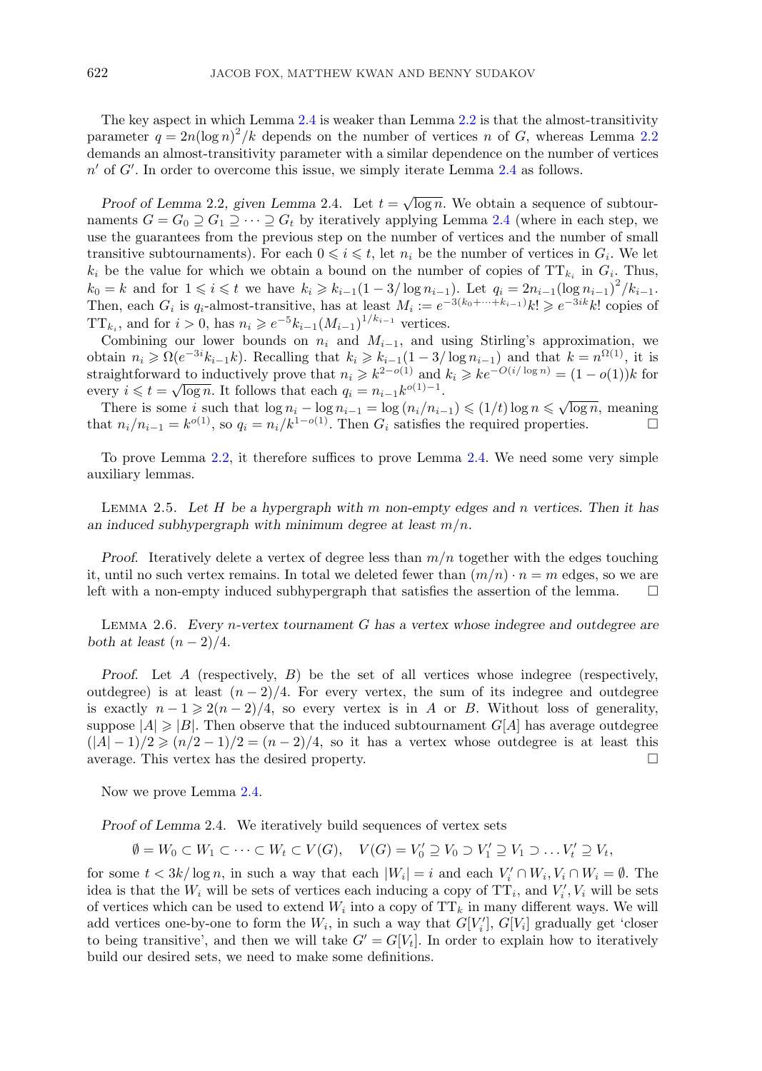The key aspect in which Lemma 2.4 is weaker than Lemma 2.2 is that the almost-transitivity parameter $q = 2n(\log n)^2/k$ depends on the number of vertices $n$ of $G$, whereas Lemma 2.2 demands an almost-transitivity parameter with a similar dependence on the number of vertices $n'$ of $G'$. In order to overcome this issue, we simply iterate Lemma 2.4 as follows.

*Proof of Lemma* 2.2, *given Lemma* 2.4. Let $t = \sqrt{\log n}$. We obtain a sequence of subtournaments $G = G_0 \supseteq G_1 \supseteq \cdots \supseteq G_t$ by iteratively applying Lemma 2.4 (where in each step, we use the guarantees from the previous step on the number of vertices and the number of small transitive subtournaments). For each $0 \leqslant i \leqslant t$, let $n_i$ be the number of vertices in $G_i$. We let $k_i$ be the value for which we obtain a bound on the number of copies of $\mathrm{TT}_{k_i}$ in $G_i$. Thus, $k_0 = k$ and for $1 \leqslant i \leqslant t$ we have $k_i \geqslant k_{i-1}(1 - 3/\log n_{i-1})$. Let $q_i = 2n_{i-1}(\log n_{i-1})^2/k_{i-1}$. Then, each $G_i$ is $q_i$-almost-transitive, has at least $M_i := e^{-3(k_0+\cdots+k_{i-1})}k! \geqslant e^{-3ik}k!$ copies of $\mathrm{TT}_{k_i}$, and for $i > 0$, has $n_i \geqslant e^{-5}k_{i-1}(M_{i-1})^{1/k_{i-1}}$ vertices.

Combining our lower bounds on $n_i$ and $M_{i-1}$, and using Stirling's approximation, we obtain $n_i \geqslant \Omega(e^{-3i}k_{i-1}k)$. Recalling that $k_i \geqslant k_{i-1}(1 - 3/\log n_{i-1})$ and that $k = n^{\Omega(1)}$, it is straightforward to inductively prove that $n_i \geqslant k^{2-o(1)}$ and $k_i \geqslant ke^{-O(i/\log n)} = (1 - o(1))k$ for every $i \leqslant t = \sqrt{\log n}$. It follows that each $q_i = n_{i-1}k^{o(1)-1}$.

There is some $i$ such that $\log n_i - \log n_{i-1} = \log(n_i/n_{i-1}) \leqslant (1/t)\log n \leqslant \sqrt{\log n}$, meaning that $n_i/n_{i-1} = k^{o(1)}$, so $q_i = n_i/k^{1-o(1)}$. Then $G_i$ satisfies the required properties. □

To prove Lemma 2.2, it therefore suffices to prove Lemma 2.4. We need some very simple auxiliary lemmas.

Lemma 2.5. *Let $H$ be a hypergraph with $m$ non-empty edges and $n$ vertices. Then it has an induced subhypergraph with minimum degree at least $m/n$.*

*Proof.* Iteratively delete a vertex of degree less than $m/n$ together with the edges touching it, until no such vertex remains. In total we deleted fewer than $(m/n) \cdot n = m$ edges, so we are left with a non-empty induced subhypergraph that satisfies the assertion of the lemma. □

Lemma 2.6. *Every $n$-vertex tournament $G$ has a vertex whose indegree and outdegree are both at least $(n-2)/4$.*

*Proof.* Let $A$ (respectively, $B$) be the set of all vertices whose indegree (respectively, outdegree) is at least $(n-2)/4$. For every vertex, the sum of its indegree and outdegree is exactly $n - 1 \geqslant 2(n-2)/4$, so every vertex is in $A$ or $B$. Without loss of generality, suppose $|A| \geqslant |B|$. Then observe that the induced subtournament $G[A]$ has average outdegree $(|A|-1)/2 \geqslant (n/2-1)/2 = (n-2)/4$, so it has a vertex whose outdegree is at least this average. This vertex has the desired property. □

Now we prove Lemma 2.4.

*Proof of Lemma* 2.4. We iteratively build sequences of vertex sets

$$\emptyset = W_0 \subset W_1 \subset \cdots \subset W_t \subset V(G), \quad V(G) = V_0' \supseteq V_0 \supset V_1' \supseteq V_1 \supset \ldots V_t' \supseteq V_t,$$

for some $t < 3k/\log n$, in such a way that each $|W_i| = i$ and each $V_i' \cap W_i, V_i \cap W_i = \emptyset$. The idea is that the $W_i$ will be sets of vertices each inducing a copy of $\mathrm{TT}_i$, and $V_i', V_i$ will be sets of vertices which can be used to extend $W_i$ into a copy of $\mathrm{TT}_k$ in many different ways. We will add vertices one-by-one to form the $W_i$, in such a way that $G[V_i']$, $G[V_i]$ gradually get 'closer to being transitive', and then we will take $G' = G[V_t]$. In order to explain how to iteratively build our desired sets, we need to make some definitions.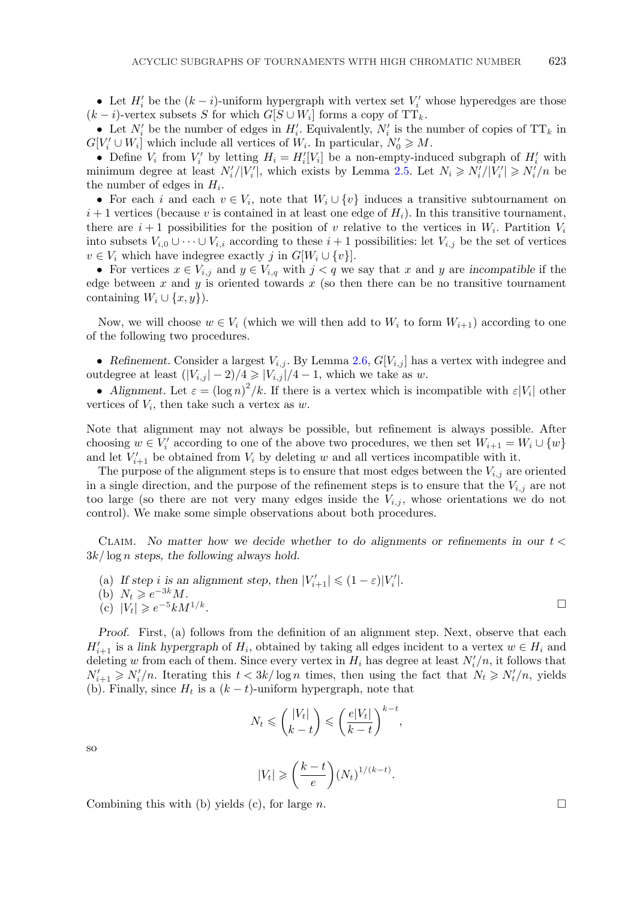- Let $H_i'$ be the $(k-i)$-uniform hypergraph with vertex set $V_i'$ whose hyperedges are those $(k-i)$-vertex subsets $S$ for which $G[S \cup W_i]$ forms a copy of $\mathrm{TT}_k$.
- Let $N_i'$ be the number of edges in $H_i'$. Equivalently, $N_i'$ is the number of copies of $\mathrm{TT}_k$ in $G[V_i' \cup W_i]$ which include all vertices of $W_i$. In particular, $N_0' \geqslant M$.
- Define $V_i$ from $V_i'$ by letting $H_i = H_i'[V_i]$ be a non-empty-induced subgraph of $H_i'$ with minimum degree at least $N_i'/|V_i'|$, which exists by Lemma 2.5. Let $N_i \geqslant N_i'/|V_i'| \geqslant N_i'/n$ be the number of edges in $H_i$.
- For each $i$ and each $v \in V_i$, note that $W_i \cup \{v\}$ induces a transitive subtournament on $i+1$ vertices (because $v$ is contained in at least one edge of $H_i$). In this transitive tournament, there are $i+1$ possibilities for the position of $v$ relative to the vertices in $W_i$. Partition $V_i$ into subsets $V_{i,0} \cup \cdots \cup V_{i,i}$ according to these $i+1$ possibilities: let $V_{i,j}$ be the set of vertices $v \in V_i$ which have indegree exactly $j$ in $G[W_i \cup \{v\}]$.
- For vertices $x \in V_{i,j}$ and $y \in V_{i,q}$ with $j < q$ we say that $x$ and $y$ are *incompatible* if the edge between $x$ and $y$ is oriented towards $x$ (so then there can be no transitive tournament containing $W_i \cup \{x, y\}$).

Now, we will choose $w \in V_i$ (which we will then add to $W_i$ to form $W_{i+1}$) according to one of the following two procedures.

- *Refinement.* Consider a largest $V_{i,j}$. By Lemma 2.6, $G[V_{i,j}]$ has a vertex with indegree and outdegree at least $(|V_{i,j}| - 2)/4 \geqslant |V_{i,j}|/4 - 1$, which we take as $w$.
- *Alignment.* Let $\varepsilon = (\log n)^2/k$. If there is a vertex which is incompatible with $\varepsilon|V_i|$ other vertices of $V_i$, then take such a vertex as $w$.

Note that alignment may not always be possible, but refinement is always possible. After choosing $w \in V_i'$ according to one of the above two procedures, we then set $W_{i+1} = W_i \cup \{w\}$ and let $V_{i+1}'$ be obtained from $V_i$ by deleting $w$ and all vertices incompatible with it.

The purpose of the alignment steps is to ensure that most edges between the $V_{i,j}$ are oriented in a single direction, and the purpose of the refinement steps is to ensure that the $V_{i,j}$ are not too large (so there are not very many edges inside the $V_{i,j}$, whose orientations we do not control). We make some simple observations about both procedures.

Claim. *No matter how we decide whether to do alignments or refinements in our $t < 3k/\log n$ steps, the following always hold.*

(a) *If step $i$ is an alignment step, then $|V_{i+1}'| \leqslant (1-\varepsilon)|V_i'|$.*
(b) $N_t \geqslant e^{-3k} M$.
(c) $|V_t| \geqslant e^{-5} k M^{1/k}$. □

*Proof.* First, (a) follows from the definition of an alignment step. Next, observe that each $H_{i+1}'$ is a *link hypergraph* of $H_i$, obtained by taking all edges incident to a vertex $w \in H_i$ and deleting $w$ from each of them. Since every vertex in $H_i$ has degree at least $N_i'/n$, it follows that $N_{i+1}' \geqslant N_i'/n$. Iterating this $t < 3k/\log n$ times, then using the fact that $N_t \geqslant N_t'/n$, yields (b). Finally, since $H_t$ is a $(k-t)$-uniform hypergraph, note that

$$N_t \leqslant \binom{|V_t|}{k-t} \leqslant \left(\frac{e|V_t|}{k-t}\right)^{k-t},$$

so

$$|V_t| \geqslant \left(\frac{k-t}{e}\right)(N_t)^{1/(k-t)}.$$

Combining this with (b) yields (c), for large $n$. □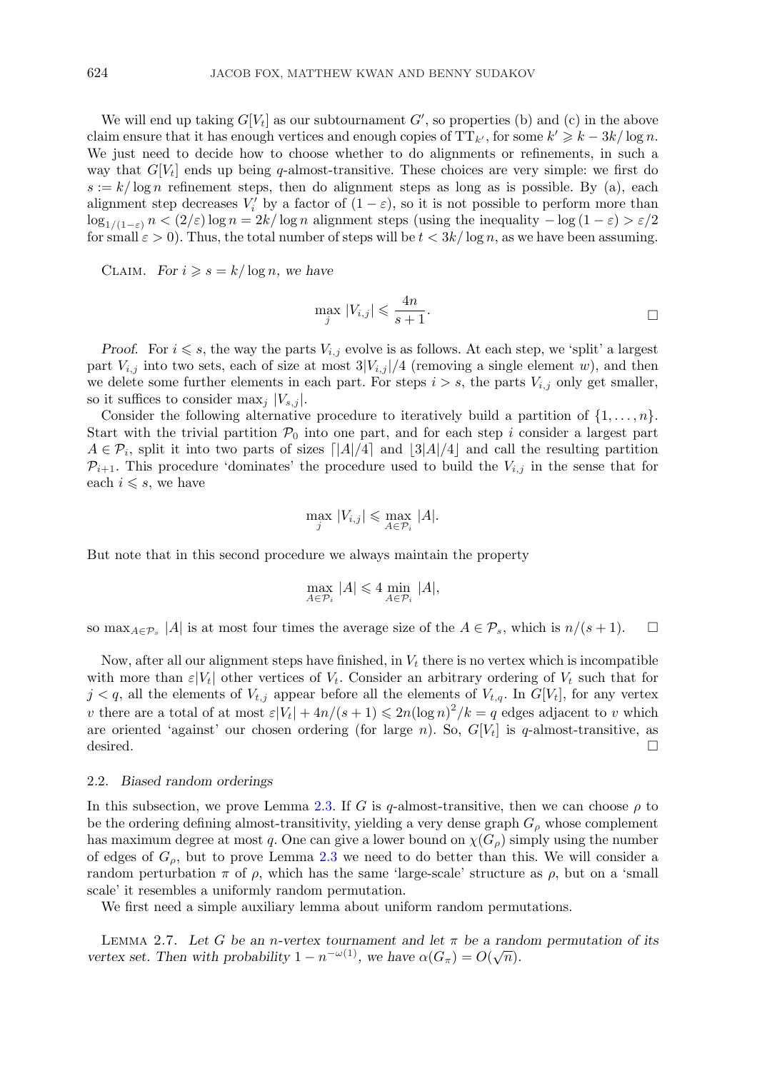We will end up taking $G[V_t]$ as our subtournament $G'$, so properties (b) and (c) in the above claim ensure that it has enough vertices and enough copies of $\mathrm{TT}_{k'}$, for some $k' \geqslant k - 3k/\log n$. We just need to decide how to choose whether to do alignments or refinements, in such a way that $G[V_t]$ ends up being $q$-almost-transitive. These choices are very simple: we first do $s := k/\log n$ refinement steps, then do alignment steps as long as is possible. By (a), each alignment step decreases $V_i'$ by a factor of $(1-\varepsilon)$, so it is not possible to perform more than $\log_{1/(1-\varepsilon)} n < (2/\varepsilon)\log n = 2k/\log n$ alignment steps (using the inequality $-\log(1-\varepsilon) > \varepsilon/2$ for small $\varepsilon > 0$). Thus, the total number of steps will be $t < 3k/\log n$, as we have been assuming.

Claim. *For $i \geqslant s = k/\log n$, we have*

$$\max_j |V_{i,j}| \leqslant \frac{4n}{s+1}.$$

□

*Proof.* For $i \leqslant s$, the way the parts $V_{i,j}$ evolve is as follows. At each step, we 'split' a largest part $V_{i,j}$ into two sets, each of size at most $3|V_{i,j}|/4$ (removing a single element $w$), and then we delete some further elements in each part. For steps $i > s$, the parts $V_{i,j}$ only get smaller, so it suffices to consider $\max_j |V_{s,j}|$.

Consider the following alternative procedure to iteratively build a partition of $\{1, \dots, n\}$. Start with the trivial partition $\mathcal{P}_0$ into one part, and for each step $i$ consider a largest part $A \in \mathcal{P}_i$, split it into two parts of sizes $\lceil |A|/4 \rceil$ and $\lfloor 3|A|/4 \rfloor$ and call the resulting partition $\mathcal{P}_{i+1}$. This procedure 'dominates' the procedure used to build the $V_{i,j}$ in the sense that for each $i \leqslant s$, we have

$$\max_j |V_{i,j}| \leqslant \max_{A \in \mathcal{P}_i} |A|.$$

But note that in this second procedure we always maintain the property

$$\max_{A \in \mathcal{P}_i} |A| \leqslant 4 \min_{A \in \mathcal{P}_i} |A|,$$

so $\max_{A \in \mathcal{P}_s} |A|$ is at most four times the average size of the $A \in \mathcal{P}_s$, which is $n/(s+1)$. □

Now, after all our alignment steps have finished, in $V_t$ there is no vertex which is incompatible with more than $\varepsilon |V_t|$ other vertices of $V_t$. Consider an arbitrary ordering of $V_t$ such that for $j < q$, all the elements of $V_{t,j}$ appear before all the elements of $V_{t,q}$. In $G[V_t]$, for any vertex $v$ there are a total of at most $\varepsilon|V_t| + 4n/(s+1) \leqslant 2n(\log n)^2/k = q$ edges adjacent to $v$ which are oriented 'against' our chosen ordering (for large $n$). So, $G[V_t]$ is $q$-almost-transitive, as desired. □

### 2.2. *Biased random orderings*

In this subsection, we prove Lemma 2.3. If $G$ is $q$-almost-transitive, then we can choose $\rho$ to be the ordering defining almost-transitivity, yielding a very dense graph $G_\rho$ whose complement has maximum degree at most $q$. One can give a lower bound on $\chi(G_\rho)$ simply using the number of edges of $G_\rho$, but to prove Lemma 2.3 we need to do better than this. We will consider a random perturbation $\pi$ of $\rho$, which has the same 'large-scale' structure as $\rho$, but on a 'small scale' it resembles a uniformly random permutation.

We first need a simple auxiliary lemma about uniform random permutations.

Lemma 2.7. *Let $G$ be an $n$-vertex tournament and let $\pi$ be a random permutation of its vertex set. Then with probability $1 - n^{-\omega(1)}$, we have $\alpha(G_\pi) = O(\sqrt{n})$.*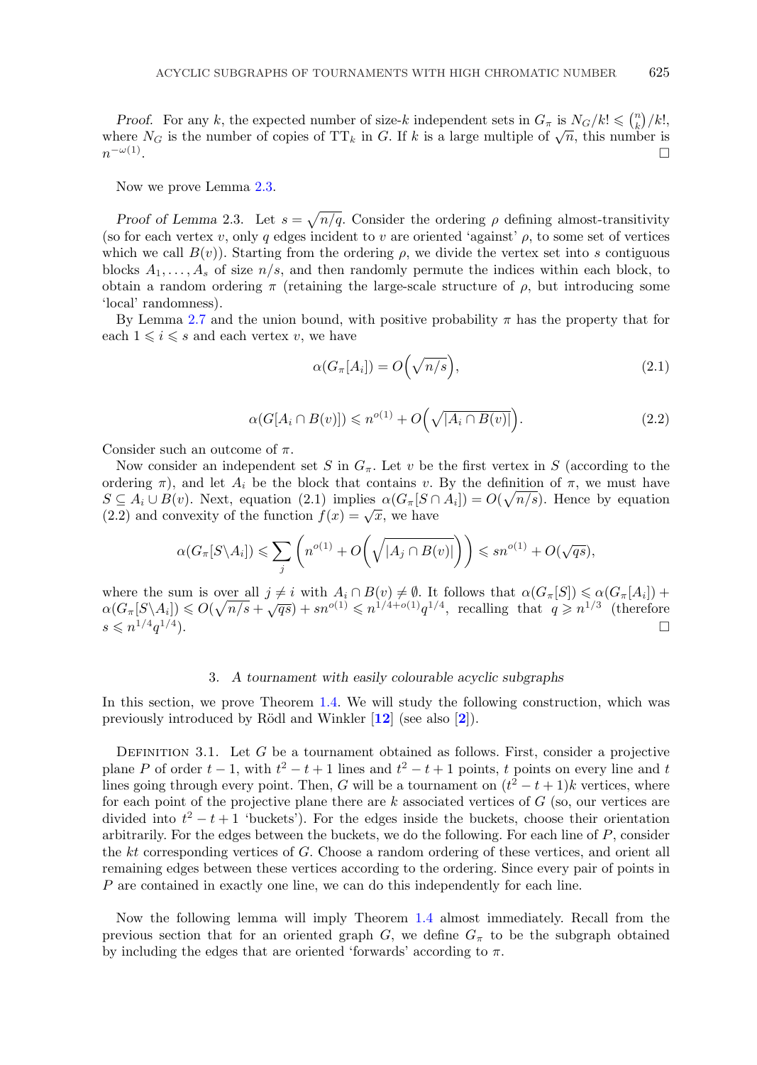*Proof.* For any $k$, the expected number of size-$k$ independent sets in $G_\pi$ is $N_G/k! \leqslant \binom{n}{k}/k!$, where $N_G$ is the number of copies of $\mathrm{TT}_k$ in $G$. If $k$ is a large multiple of $\sqrt{n}$, this number is $n^{-\omega(1)}$. □

Now we prove Lemma 2.3.

*Proof of Lemma* 2.3. Let $s = \sqrt{n/q}$. Consider the ordering $\rho$ defining almost-transitivity (so for each vertex $v$, only $q$ edges incident to $v$ are oriented 'against' $\rho$, to some set of vertices which we call $B(v)$). Starting from the ordering $\rho$, we divide the vertex set into $s$ contiguous blocks $A_1, \ldots, A_s$ of size $n/s$, and then randomly permute the indices within each block, to obtain a random ordering $\pi$ (retaining the large-scale structure of $\rho$, but introducing some 'local' randomness).

By Lemma 2.7 and the union bound, with positive probability $\pi$ has the property that for each $1 \leqslant i \leqslant s$ and each vertex $v$, we have

$$\alpha(G_\pi[A_i]) = O\Big(\sqrt{n/s}\Big), \tag{2.1}$$

$$\alpha(G[A_i \cap B(v)]) \leqslant n^{o(1)} + O\Big(\sqrt{|A_i \cap B(v)|}\Big). \tag{2.2}$$

Consider such an outcome of $\pi$.

Now consider an independent set $S$ in $G_\pi$. Let $v$ be the first vertex in $S$ (according to the ordering $\pi$), and let $A_i$ be the block that contains $v$. By the definition of $\pi$, we must have $S \subseteq A_i \cup B(v)$. Next, equation (2.1) implies $\alpha(G_\pi[S \cap A_i]) = O(\sqrt{n/s})$. Hence by equation (2.2) and convexity of the function $f(x) = \sqrt{x}$, we have

$$\alpha(G_\pi[S \backslash A_i]) \leqslant \sum_j \left(n^{o(1)} + O\Big(\sqrt{|A_j \cap B(v)|}\Big)\right) \leqslant sn^{o(1)} + O(\sqrt{qs}),$$

where the sum is over all $j \neq i$ with $A_i \cap B(v) \neq \emptyset$. It follows that $\alpha(G_\pi[S]) \leqslant \alpha(G_\pi[A_i]) + \alpha(G_\pi[S \backslash A_i]) \leqslant O(\sqrt{n/s} + \sqrt{qs}) + sn^{o(1)} \leqslant n^{1/4+o(1)}q^{1/4}$, recalling that $q \geqslant n^{1/3}$ (therefore $s \leqslant n^{1/4}q^{1/4}$). □

## 3. *A tournament with easily colourable acyclic subgraphs*

In this section, we prove Theorem 1.4. We will study the following construction, which was previously introduced by Rödl and Winkler [**12**] (see also [**2**]).

Definition 3.1. Let $G$ be a tournament obtained as follows. First, consider a projective plane $P$ of order $t-1$, with $t^2-t+1$ lines and $t^2-t+1$ points, $t$ points on every line and $t$ lines going through every point. Then, $G$ will be a tournament on $(t^2-t+1)k$ vertices, where for each point of the projective plane there are $k$ associated vertices of $G$ (so, our vertices are divided into $t^2-t+1$ 'buckets'). For the edges inside the buckets, choose their orientation arbitrarily. For the edges between the buckets, we do the following. For each line of $P$, consider the $kt$ corresponding vertices of $G$. Choose a random ordering of these vertices, and orient all remaining edges between these vertices according to the ordering. Since every pair of points in $P$ are contained in exactly one line, we can do this independently for each line.

Now the following lemma will imply Theorem 1.4 almost immediately. Recall from the previous section that for an oriented graph $G$, we define $G_\pi$ to be the subgraph obtained by including the edges that are oriented 'forwards' according to $\pi$.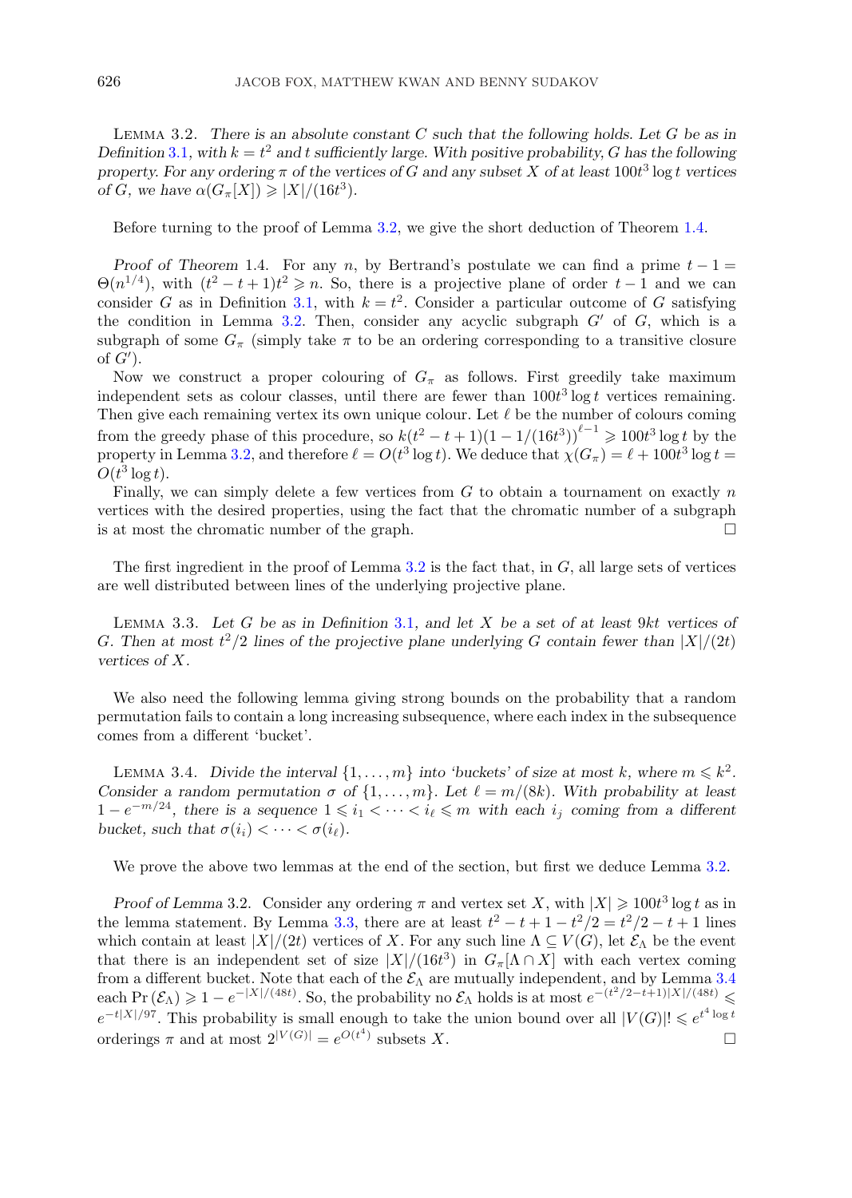LEMMA 3.2. *There is an absolute constant $C$ such that the following holds. Let $G$ be as in Definition 3.1, with $k = t^2$ and $t$ sufficiently large. With positive probability, $G$ has the following property. For any ordering $\pi$ of the vertices of $G$ and any subset $X$ of at least $100t^3 \log t$ vertices of $G$, we have $\alpha(G_\pi[X]) \geqslant |X|/(16t^3)$.*

Before turning to the proof of Lemma 3.2, we give the short deduction of Theorem 1.4.

*Proof of Theorem* 1.4. For any $n$, by Bertrand's postulate we can find a prime $t - 1 = \Theta(n^{1/4})$, with $(t^2 - t + 1)t^2 \geqslant n$. So, there is a projective plane of order $t - 1$ and we can consider $G$ as in Definition 3.1, with $k = t^2$. Consider a particular outcome of $G$ satisfying the condition in Lemma 3.2. Then, consider any acyclic subgraph $G'$ of $G$, which is a subgraph of some $G_\pi$ (simply take $\pi$ to be an ordering corresponding to a transitive closure of $G'$).

Now we construct a proper colouring of $G_\pi$ as follows. First greedily take maximum independent sets as colour classes, until there are fewer than $100t^3 \log t$ vertices remaining. Then give each remaining vertex its own unique colour. Let $\ell$ be the number of colours coming from the greedy phase of this procedure, so $k(t^2 - t + 1)(1 - 1/(16t^3))^{\ell - 1} \geqslant 100t^3 \log t$ by the property in Lemma 3.2, and therefore $\ell = O(t^3 \log t)$. We deduce that $\chi(G_\pi) = \ell + 100t^3 \log t = O(t^3 \log t)$.

Finally, we can simply delete a few vertices from $G$ to obtain a tournament on exactly $n$ vertices with the desired properties, using the fact that the chromatic number of a subgraph is at most the chromatic number of the graph. □

The first ingredient in the proof of Lemma 3.2 is the fact that, in $G$, all large sets of vertices are well distributed between lines of the underlying projective plane.

LEMMA 3.3. *Let $G$ be as in Definition 3.1, and let $X$ be a set of at least $9kt$ vertices of $G$. Then at most $t^2/2$ lines of the projective plane underlying $G$ contain fewer than $|X|/(2t)$ vertices of $X$.*

We also need the following lemma giving strong bounds on the probability that a random permutation fails to contain a long increasing subsequence, where each index in the subsequence comes from a different 'bucket'.

LEMMA 3.4. *Divide the interval $\{1, \ldots, m\}$ into 'buckets' of size at most $k$, where $m \leqslant k^2$. Consider a random permutation $\sigma$ of $\{1, \ldots, m\}$. Let $\ell = m/(8k)$. With probability at least $1 - e^{-m/24}$, there is a sequence $1 \leqslant i_1 < \cdots < i_\ell \leqslant m$ with each $i_j$ coming from a different bucket, such that $\sigma(i_1) < \cdots < \sigma(i_\ell)$.*

We prove the above two lemmas at the end of the section, but first we deduce Lemma 3.2.

*Proof of Lemma* 3.2. Consider any ordering $\pi$ and vertex set $X$, with $|X| \geqslant 100t^3 \log t$ as in the lemma statement. By Lemma 3.3, there are at least $t^2 - t + 1 - t^2/2 = t^2/2 - t + 1$ lines which contain at least $|X|/(2t)$ vertices of $X$. For any such line $\Lambda \subseteq V(G)$, let $\mathcal{E}_\Lambda$ be the event that there is an independent set of size $|X|/(16t^3)$ in $G_\pi[\Lambda \cap X]$ with each vertex coming from a different bucket. Note that each of the $\mathcal{E}_\Lambda$ are mutually independent, and by Lemma 3.4 each $\Pr(\mathcal{E}_\Lambda) \geqslant 1 - e^{-|X|/(48t)}$. So, the probability no $\mathcal{E}_\Lambda$ holds is at most $e^{-(t^2/2 - t + 1)|X|/(48t)} \leqslant e^{-t|X|/97}$. This probability is small enough to take the union bound over all $|V(G)|! \leqslant e^{t^4 \log t}$ orderings $\pi$ and at most $2^{|V(G)|} = e^{O(t^4)}$ subsets $X$. □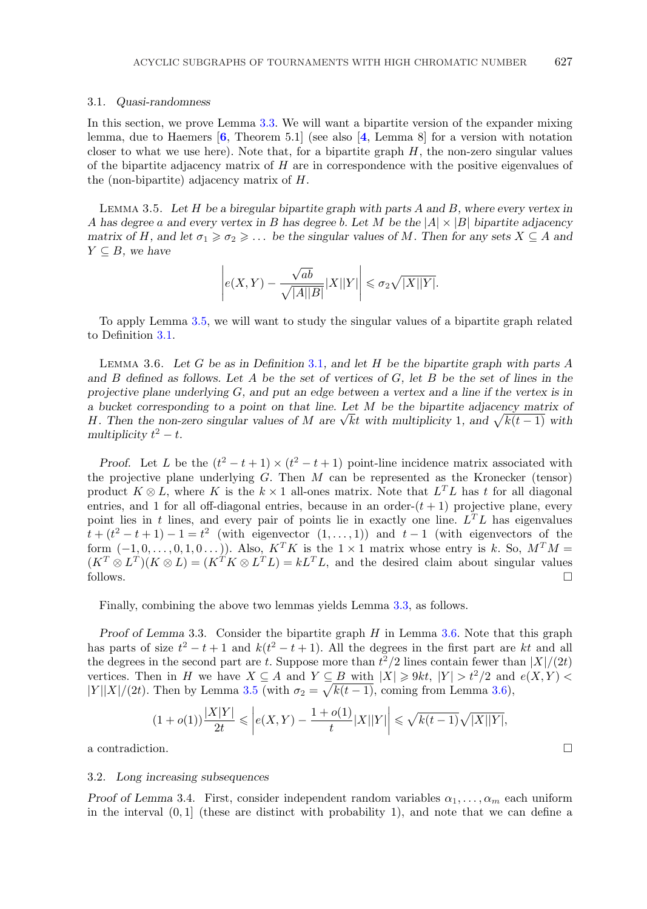### 3.1. *Quasi-randomness*

In this section, we prove Lemma 3.3. We will want a bipartite version of the expander mixing lemma, due to Haemers [**6**, Theorem 5.1] (see also [**4**, Lemma 8] for a version with notation closer to what we use here). Note that, for a bipartite graph $H$, the non-zero singular values of the bipartite adjacency matrix of $H$ are in correspondence with the positive eigenvalues of the (non-bipartite) adjacency matrix of $H$.

LEMMA 3.5. *Let $H$ be a biregular bipartite graph with parts $A$ and $B$, where every vertex in $A$ has degree $a$ and every vertex in $B$ has degree $b$. Let $M$ be the $|A| \times |B|$ bipartite adjacency matrix of $H$, and let $\sigma_1 \geqslant \sigma_2 \geqslant \dots$ be the singular values of $M$. Then for any sets $X \subseteq A$ and $Y \subseteq B$, we have*

$$\left| e(X, Y) - \frac{\sqrt{ab}}{\sqrt{|A||B|}} |X||Y| \right| \leqslant \sigma_2 \sqrt{|X||Y|}.$$

To apply Lemma 3.5, we will want to study the singular values of a bipartite graph related to Definition 3.1.

LEMMA 3.6. *Let $G$ be as in Definition 3.1, and let $H$ be the bipartite graph with parts $A$ and $B$ defined as follows. Let $A$ be the set of vertices of $G$, let $B$ be the set of lines in the projective plane underlying $G$, and put an edge between a vertex and a line if the vertex is in a bucket corresponding to a point on that line. Let $M$ be the bipartite adjacency matrix of $H$. Then the non-zero singular values of $M$ are $\sqrt{k}t$ with multiplicity 1, and $\sqrt{k(t-1)}$ with multiplicity $t^2 - t$.*

*Proof.* Let $L$ be the $(t^2 - t + 1) \times (t^2 - t + 1)$ point-line incidence matrix associated with the projective plane underlying $G$. Then $M$ can be represented as the Kronecker (tensor) product $K \otimes L$, where $K$ is the $k \times 1$ all-ones matrix. Note that $L^T L$ has $t$ for all diagonal entries, and 1 for all off-diagonal entries, because in an order-$(t+1)$ projective plane, every point lies in $t$ lines, and every pair of points lie in exactly one line. $L^T L$ has eigenvalues $t + (t^2 - t + 1) - 1 = t^2$ (with eigenvector $(1, \dots, 1)$) and $t - 1$ (with eigenvectors of the form $(-1, 0, \dots, 0, 1, 0 \dots)$). Also, $K^T K$ is the $1 \times 1$ matrix whose entry is $k$. So, $M^T M = (K^T \otimes L^T)(K \otimes L) = (K^T K \otimes L^T L) = k L^T L$, and the desired claim about singular values follows. □

Finally, combining the above two lemmas yields Lemma 3.3, as follows.

*Proof of Lemma* 3.3. Consider the bipartite graph $H$ in Lemma 3.6. Note that this graph has parts of size $t^2 - t + 1$ and $k(t^2 - t + 1)$. All the degrees in the first part are $kt$ and all the degrees in the second part are $t$. Suppose more than $t^2/2$ lines contain fewer than $|X|/(2t)$ vertices. Then in $H$ we have $X \subseteq A$ and $Y \subseteq B$ with $|X| \geqslant 9kt$, $|Y| > t^2/2$ and $e(X, Y) < |Y||X|/(2t)$. Then by Lemma 3.5 (with $\sigma_2 = \sqrt{k(t-1)}$, coming from Lemma 3.6),

$$(1 + o(1)) \frac{|X||Y|}{2t} \leqslant \left| e(X, Y) - \frac{1 + o(1)}{t} |X||Y| \right| \leqslant \sqrt{k(t-1)} \sqrt{|X||Y|},$$

a contradiction. □

### 3.2. *Long increasing subsequences*

*Proof of Lemma* 3.4. First, consider independent random variables $\alpha_1, \dots, \alpha_m$ each uniform in the interval $(0, 1]$ (these are distinct with probability 1), and note that we can define a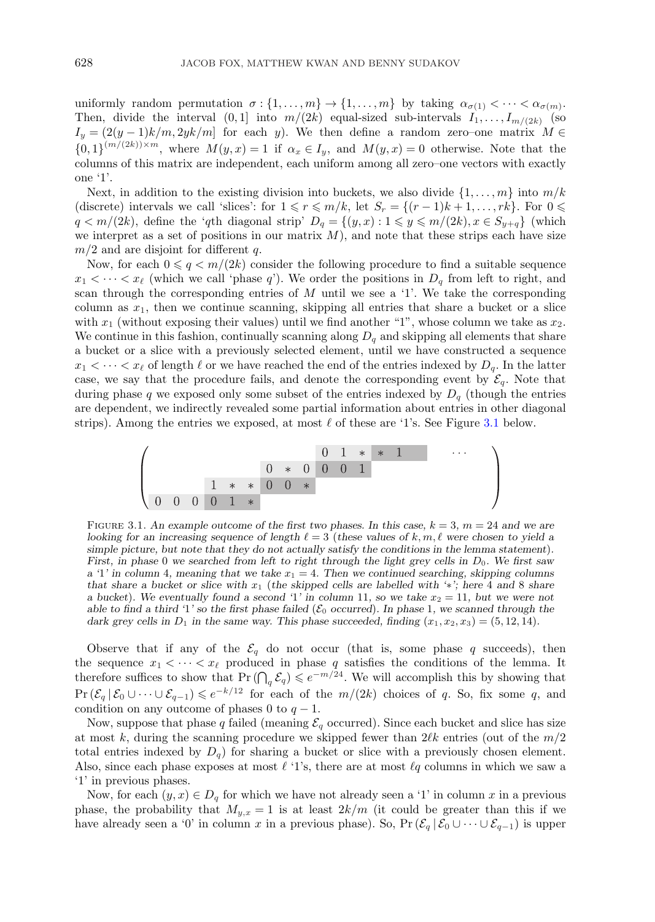uniformly random permutation $\sigma : \{1, \ldots, m\} \to \{1, \ldots, m\}$ by taking $\alpha_{\sigma(1)} < \cdots < \alpha_{\sigma(m)}$. Then, divide the interval $(0, 1]$ into $m/(2k)$ equal-sized sub-intervals $I_1, \ldots, I_{m/(2k)}$ (so $I_y = (2(y-1)k/m, 2yk/m]$ for each $y$). We then define a random zero–one matrix $M \in \{0,1\}^{(m/(2k)) \times m}$, where $M(y, x) = 1$ if $\alpha_x \in I_y$, and $M(y, x) = 0$ otherwise. Note that the columns of this matrix are independent, each uniform among all zero–one vectors with exactly one '1'.

Next, in addition to the existing division into buckets, we also divide $\{1, \ldots, m\}$ into $m/k$ (discrete) intervals we call 'slices': for $1 \leqslant r \leqslant m/k$, let $S_r = \{(r-1)k + 1, \ldots, rk\}$. For $0 \leqslant q < m/(2k)$, define the '$q$th diagonal strip' $D_q = \{(y, x) : 1 \leqslant y \leqslant m/(2k), x \in S_{y+q}\}$ (which we interpret as a set of positions in our matrix $M$), and note that these strips each have size $m/2$ and are disjoint for different $q$.

Now, for each $0 \leqslant q < m/(2k)$ consider the following procedure to find a suitable sequence $x_1 < \cdots < x_\ell$ (which we call 'phase $q$'). We order the positions in $D_q$ from left to right, and scan through the corresponding entries of $M$ until we see a '1'. We take the corresponding column as $x_1$, then we continue scanning, skipping all entries that share a bucket or a slice with $x_1$ (without exposing their values) until we find another "1", whose column we take as $x_2$. We continue in this fashion, continually scanning along $D_q$ and skipping all elements that share a bucket or a slice with a previously selected element, until we have constructed a sequence $x_1 < \cdots < x_\ell$ of length $\ell$ or we have reached the end of the entries indexed by $D_q$. In the latter case, we say that the procedure fails, and denote the corresponding event by $\mathcal{E}_q$. Note that during phase $q$ we exposed only some subset of the entries indexed by $D_q$ (though the entries are dependent, we indirectly revealed some partial information about entries in other diagonal strips). Among the entries we exposed, at most $\ell$ of these are '1's. See Figure 3.1 below.

$$\begin{pmatrix}
 & & & & & & & & & 0 & 1 & * & * & 1 & & & & \cdots & \\
 & & & & & & 0 & * & 0 & 0 & 0 & 1 & & & & & & & \\
 & & & 1 & * & * & 0 & 0 & * & & & & & & & & & & \\
0 & 0 & 0 & 0 & 1 & * & & & & & & & & & & & & &
\end{pmatrix}$$

FIGURE 3.1. *An example outcome of the first two phases. In this case, $k = 3$, $m = 24$ and we are looking for an increasing sequence of length $\ell = 3$ (these values of $k, m, \ell$ were chosen to yield a simple picture, but note that they do not actually satisfy the conditions in the lemma statement). First, in phase 0 we searched from left to right through the light grey cells in $D_0$. We first saw a '1' in column 4, meaning that we take $x_1 = 4$. Then we continued searching, skipping columns that share a bucket or slice with $x_1$ (the skipped cells are labelled with '$*$'; here 4 and 8 share a bucket). We eventually found a second '1' in column 11, so we take $x_2 = 11$, but we were not able to find a third '1' so the first phase failed ($\mathcal{E}_0$ occurred). In phase 1, we scanned through the dark grey cells in $D_1$ in the same way. This phase succeeded, finding $(x_1, x_2, x_3) = (5, 12, 14)$.*

Observe that if any of the $\mathcal{E}_q$ do not occur (that is, some phase $q$ succeeds), then the sequence $x_1 < \cdots < x_\ell$ produced in phase $q$ satisfies the conditions of the lemma. It therefore suffices to show that $\Pr\left(\bigcap_q \mathcal{E}_q\right) \leqslant e^{-m/24}$. We will accomplish this by showing that $\Pr\left(\mathcal{E}_q \,|\, \mathcal{E}_0 \cup \cdots \cup \mathcal{E}_{q-1}\right) \leqslant e^{-k/12}$ for each of the $m/(2k)$ choices of $q$. So, fix some $q$, and condition on any outcome of phases 0 to $q - 1$.

Now, suppose that phase $q$ failed (meaning $\mathcal{E}_q$ occurred). Since each bucket and slice has size at most $k$, during the scanning procedure we skipped fewer than $2\ell k$ entries (out of the $m/2$ total entries indexed by $D_q$) for sharing a bucket or slice with a previously chosen element. Also, since each phase exposes at most $\ell$ '1's, there are at most $\ell q$ columns in which we saw a '1' in previous phases.

Now, for each $(y, x) \in D_q$ for which we have not already seen a '1' in column $x$ in a previous phase, the probability that $M_{y,x} = 1$ is at least $2k/m$ (it could be greater than this if we have already seen a '0' in column $x$ in a previous phase). So, $\Pr\left(\mathcal{E}_q \,|\, \mathcal{E}_0 \cup \cdots \cup \mathcal{E}_{q-1}\right)$ is upper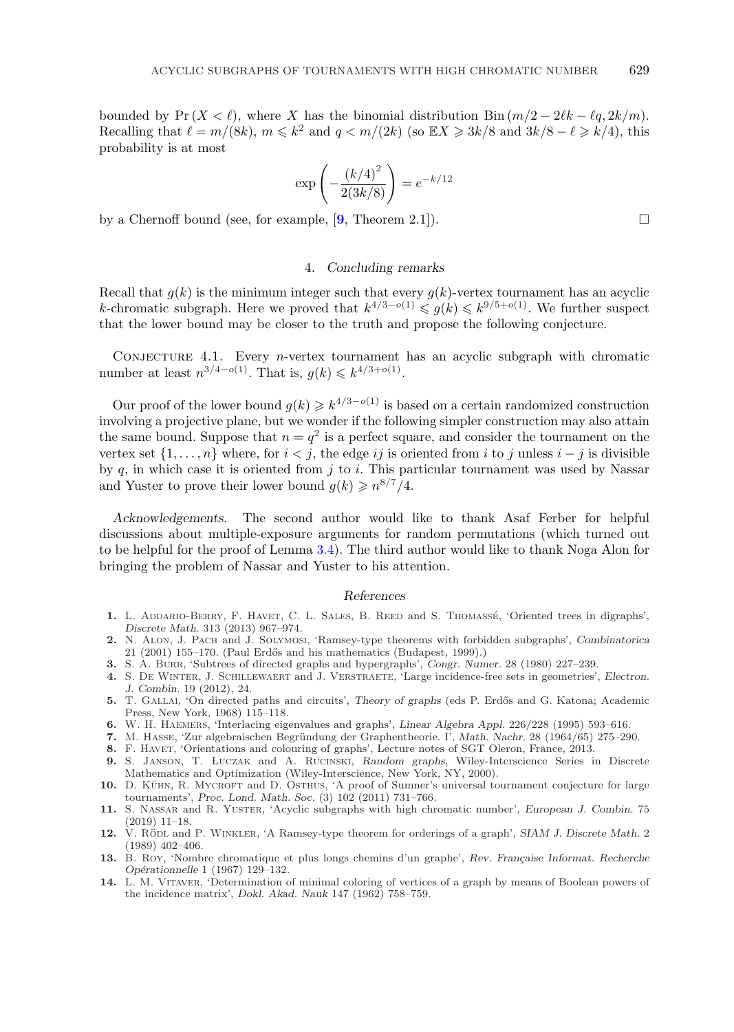bounded by $\Pr(X < \ell)$, where $X$ has the binomial distribution $\mathrm{Bin}(m/2 - 2\ell k - \ell q, 2k/m)$. Recalling that $\ell = m/(8k)$, $m \leqslant k^2$ and $q < m/(2k)$ (so $\mathbb{E}X \geqslant 3k/8$ and $3k/8 - \ell \geqslant k/4$), this probability is at most

$$\exp\left(-\frac{(k/4)^2}{2(3k/8)}\right) = e^{-k/12}$$

by a Chernoff bound (see, for example, [9, Theorem 2.1]). □

## 4. *Concluding remarks*

Recall that $g(k)$ is the minimum integer such that every $g(k)$-vertex tournament has an acyclic $k$-chromatic subgraph. Here we proved that $k^{4/3-o(1)} \leqslant g(k) \leqslant k^{9/5+o(1)}$. We further suspect that the lower bound may be closer to the truth and propose the following conjecture.

Conjecture 4.1. Every $n$-vertex tournament has an acyclic subgraph with chromatic number at least $n^{3/4-o(1)}$. That is, $g(k) \leqslant k^{4/3+o(1)}$.

Our proof of the lower bound $g(k) \geqslant k^{4/3-o(1)}$ is based on a certain randomized construction involving a projective plane, but we wonder if the following simpler construction may also attain the same bound. Suppose that $n = q^2$ is a perfect square, and consider the tournament on the vertex set $\{1, \ldots, n\}$ where, for $i < j$, the edge $ij$ is oriented from $i$ to $j$ unless $i - j$ is divisible by $q$, in which case it is oriented from $j$ to $i$. This particular tournament was used by Nassar and Yuster to prove their lower bound $g(k) \geqslant n^{8/7}/4$.

*Acknowledgements.* The second author would like to thank Asaf Ferber for helpful discussions about multiple-exposure arguments for random permutations (which turned out to be helpful for the proof of Lemma 3.4). The third author would like to thank Noga Alon for bringing the problem of Nassar and Yuster to his attention.

### *References*

1. L. Addario-Berry, F. Havet, C. L. Sales, B. Reed and S. Thomassé, 'Oriented trees in digraphs', *Discrete Math.* 313 (2013) 967–974.
2. N. Alon, J. Pach and J. Solymosi, 'Ramsey-type theorems with forbidden subgraphs', *Combinatorica* 21 (2001) 155–170. (Paul Erdős and his mathematics (Budapest, 1999).)
3. S. A. Burr, 'Subtrees of directed graphs and hypergraphs', *Congr. Numer.* 28 (1980) 227–239.
4. S. De Winter, J. Schillewaert and J. Verstraete, 'Large incidence-free sets in geometries', *Electron. J. Combin.* 19 (2012), 24.
5. T. Gallai, 'On directed paths and circuits', *Theory of graphs* (eds P. Erdős and G. Katona; Academic Press, New York, 1968) 115–118.
6. W. H. Haemers, 'Interlacing eigenvalues and graphs', *Linear Algebra Appl.* 226/228 (1995) 593–616.
7. M. Hasse, 'Zur algebraischen Begründung der Graphentheorie. I', *Math. Nachr.* 28 (1964/65) 275–290.
8. F. Havet, 'Orientations and colouring of graphs', Lecture notes of SGT Oleron, France, 2013.
9. S. Janson, T. Luczak and A. Rucinski, *Random graphs*, Wiley-Interscience Series in Discrete Mathematics and Optimization (Wiley-Interscience, New York, NY, 2000).
10. D. Kühn, R. Mycroft and D. Osthus, 'A proof of Sumner's universal tournament conjecture for large tournaments', *Proc. Lond. Math. Soc.* (3) 102 (2011) 731–766.
11. S. Nassar and R. Yuster, 'Acyclic subgraphs with high chromatic number', *European J. Combin.* 75 (2019) 11–18.
12. V. Rödl and P. Winkler, 'A Ramsey-type theorem for orderings of a graph', *SIAM J. Discrete Math.* 2 (1989) 402–406.
13. B. Roy, 'Nombre chromatique et plus longs chemins d'un graphe', *Rev. Française Informat. Recherche Opérationnelle* 1 (1967) 129–132.
14. L. M. Vitaver, 'Determination of minimal coloring of vertices of a graph by means of Boolean powers of the incidence matrix', *Dokl. Akad. Nauk* 147 (1962) 758–759.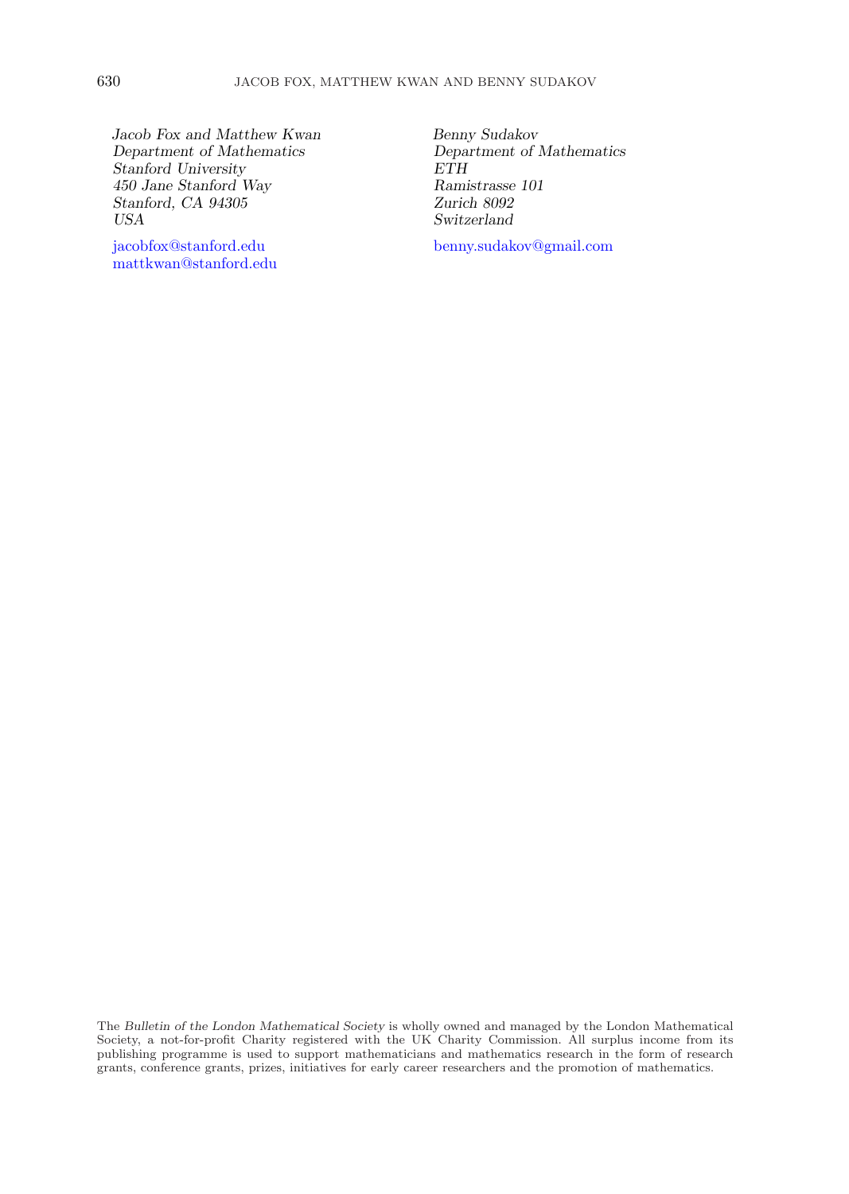*Jacob Fox and Matthew Kwan*
*Department of Mathematics*
*Stanford University*
*450 Jane Stanford Way*
*Stanford, CA 94305*
*USA*

jacobfox@stanford.edu
mattkwan@stanford.edu

*Benny Sudakov*
*Department of Mathematics*
*ETH*
*Ramistrasse 101*
*Zurich 8092*
*Switzerland*

benny.sudakov@gmail.com

The *Bulletin of the London Mathematical Society* is wholly owned and managed by the London Mathematical Society, a not-for-profit Charity registered with the UK Charity Commission. All surplus income from its publishing programme is used to support mathematicians and mathematics research in the form of research grants, conference grants, prizes, initiatives for early career researchers and the promotion of mathematics.